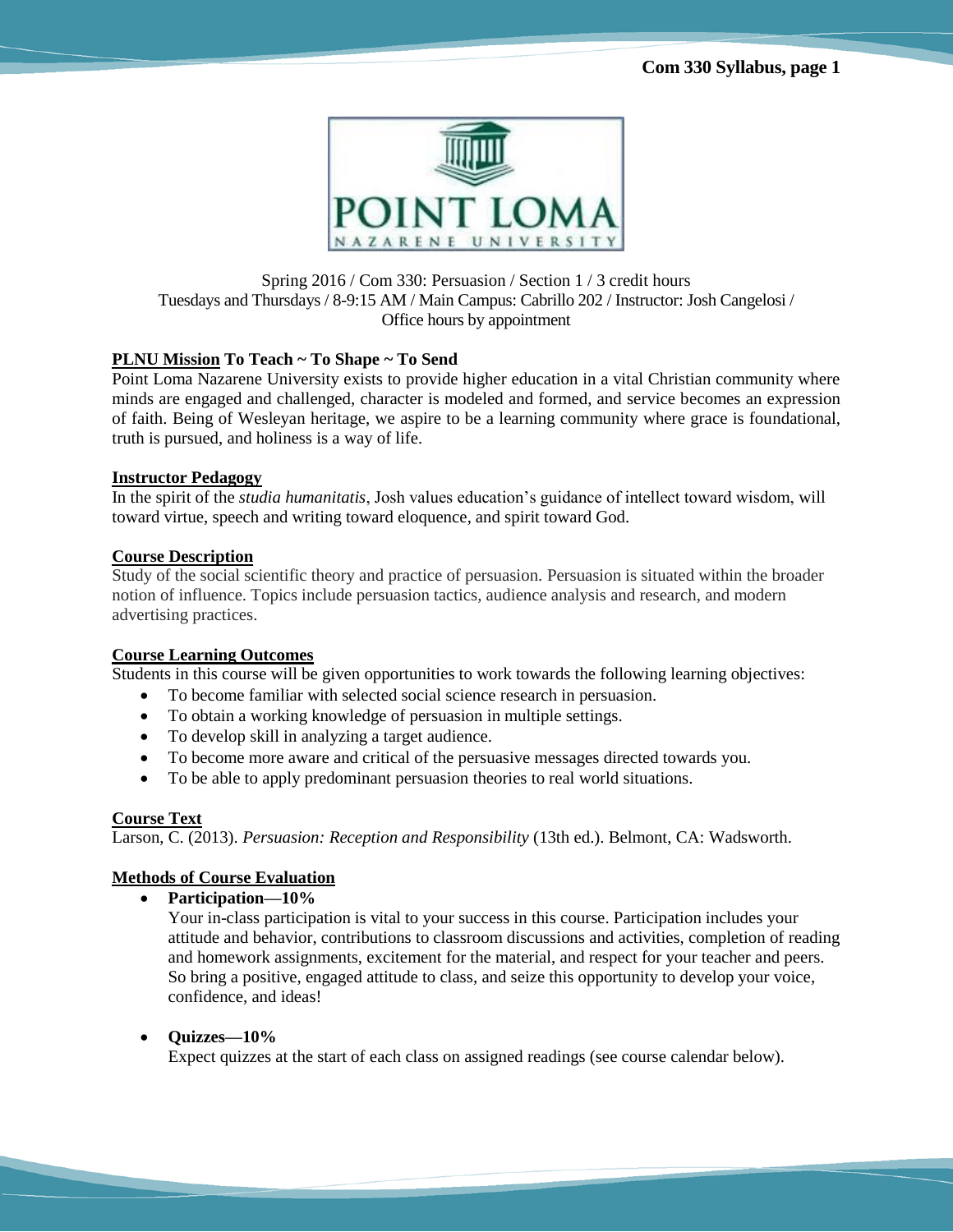Spring 2016 / Com 330: Persuasion / Section 1 / 3 credit hours
Tuesdays and Thursdays / 8-9:15 AM / Main Campus: Cabrillo 202 / Instructor: Josh Cangelosi / Office hours by appointment

**PLNU Mission To Teach ~ To Shape ~ To Send**

Point Loma Nazarene University exists to provide higher education in a vital Christian community where minds are engaged and challenged, character is modeled and formed, and service becomes an expression of faith. Being of Wesleyan heritage, we aspire to be a learning community where grace is foundational, truth is pursued, and holiness is a way of life.

**Instructor Pedagogy**

In the spirit of the *studia humanitatis*, Josh values education's guidance of intellect toward wisdom, will toward virtue, speech and writing toward eloquence, and spirit toward God.

**Course Description**

Study of the social scientific theory and practice of persuasion. Persuasion is situated within the broader notion of influence. Topics include persuasion tactics, audience analysis and research, and modern advertising practices.

**Course Learning Outcomes**

Students in this course will be given opportunities to work towards the following learning objectives:

- To become familiar with selected social science research in persuasion.
- To obtain a working knowledge of persuasion in multiple settings.
- To develop skill in analyzing a target audience.
- To become more aware and critical of the persuasive messages directed towards you.
- To be able to apply predominant persuasion theories to real world situations.

**Course Text**

Larson, C. (2013). *Persuasion: Reception and Responsibility* (13th ed.). Belmont, CA: Wadsworth.

**Methods of Course Evaluation**

- **Participation—10%**
  Your in-class participation is vital to your success in this course. Participation includes your attitude and behavior, contributions to classroom discussions and activities, completion of reading and homework assignments, excitement for the material, and respect for your teacher and peers. So bring a positive, engaged attitude to class, and seize this opportunity to develop your voice, confidence, and ideas!

- **Quizzes—10%**
  Expect quizzes at the start of each class on assigned readings (see course calendar below).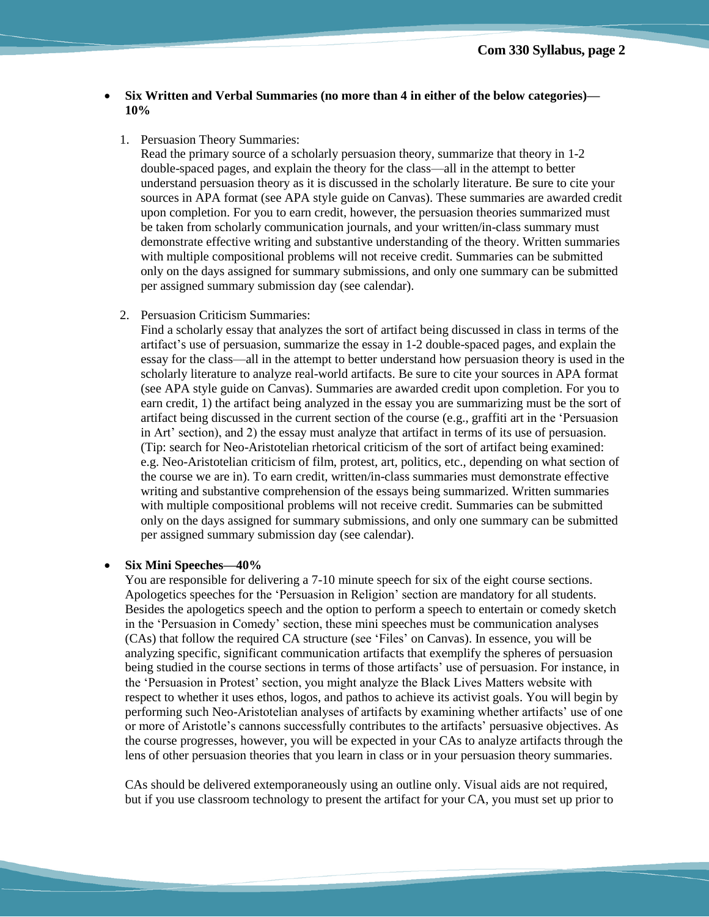- **Six Written and Verbal Summaries (no more than 4 in either of the below categories)—10%**

  1. Persuasion Theory Summaries:
     Read the primary source of a scholarly persuasion theory, summarize that theory in 1-2 double-spaced pages, and explain the theory for the class—all in the attempt to better understand persuasion theory as it is discussed in the scholarly literature. Be sure to cite your sources in APA format (see APA style guide on Canvas). These summaries are awarded credit upon completion. For you to earn credit, however, the persuasion theories summarized must be taken from scholarly communication journals, and your written/in-class summary must demonstrate effective writing and substantive understanding of the theory. Written summaries with multiple compositional problems will not receive credit. Summaries can be submitted only on the days assigned for summary submissions, and only one summary can be submitted per assigned summary submission day (see calendar).

  2. Persuasion Criticism Summaries:
     Find a scholarly essay that analyzes the sort of artifact being discussed in class in terms of the artifact's use of persuasion, summarize the essay in 1-2 double-spaced pages, and explain the essay for the class—all in the attempt to better understand how persuasion theory is used in the scholarly literature to analyze real-world artifacts. Be sure to cite your sources in APA format (see APA style guide on Canvas). Summaries are awarded credit upon completion. For you to earn credit, 1) the artifact being analyzed in the essay you are summarizing must be the sort of artifact being discussed in the current section of the course (e.g., graffiti art in the 'Persuasion in Art' section), and 2) the essay must analyze that artifact in terms of its use of persuasion. (Tip: search for Neo-Aristotelian rhetorical criticism of the sort of artifact being examined: e.g. Neo-Aristotelian criticism of film, protest, art, politics, etc., depending on what section of the course we are in). To earn credit, written/in-class summaries must demonstrate effective writing and substantive comprehension of the essays being summarized. Written summaries with multiple compositional problems will not receive credit. Summaries can be submitted only on the days assigned for summary submissions, and only one summary can be submitted per assigned summary submission day (see calendar).

- **Six Mini Speeches—40%**
  You are responsible for delivering a 7-10 minute speech for six of the eight course sections. Apologetics speeches for the 'Persuasion in Religion' section are mandatory for all students. Besides the apologetics speech and the option to perform a speech to entertain or comedy sketch in the 'Persuasion in Comedy' section, these mini speeches must be communication analyses (CAs) that follow the required CA structure (see 'Files' on Canvas). In essence, you will be analyzing specific, significant communication artifacts that exemplify the spheres of persuasion being studied in the course sections in terms of those artifacts' use of persuasion. For instance, in the 'Persuasion in Protest' section, you might analyze the Black Lives Matters website with respect to whether it uses ethos, logos, and pathos to achieve its activist goals. You will begin by performing such Neo-Aristotelian analyses of artifacts by examining whether artifacts' use of one or more of Aristotle's cannons successfully contributes to the artifacts' persuasive objectives. As the course progresses, however, you will be expected in your CAs to analyze artifacts through the lens of other persuasion theories that you learn in class or in your persuasion theory summaries.

  CAs should be delivered extemporaneously using an outline only. Visual aids are not required, but if you use classroom technology to present the artifact for your CA, you must set up prior to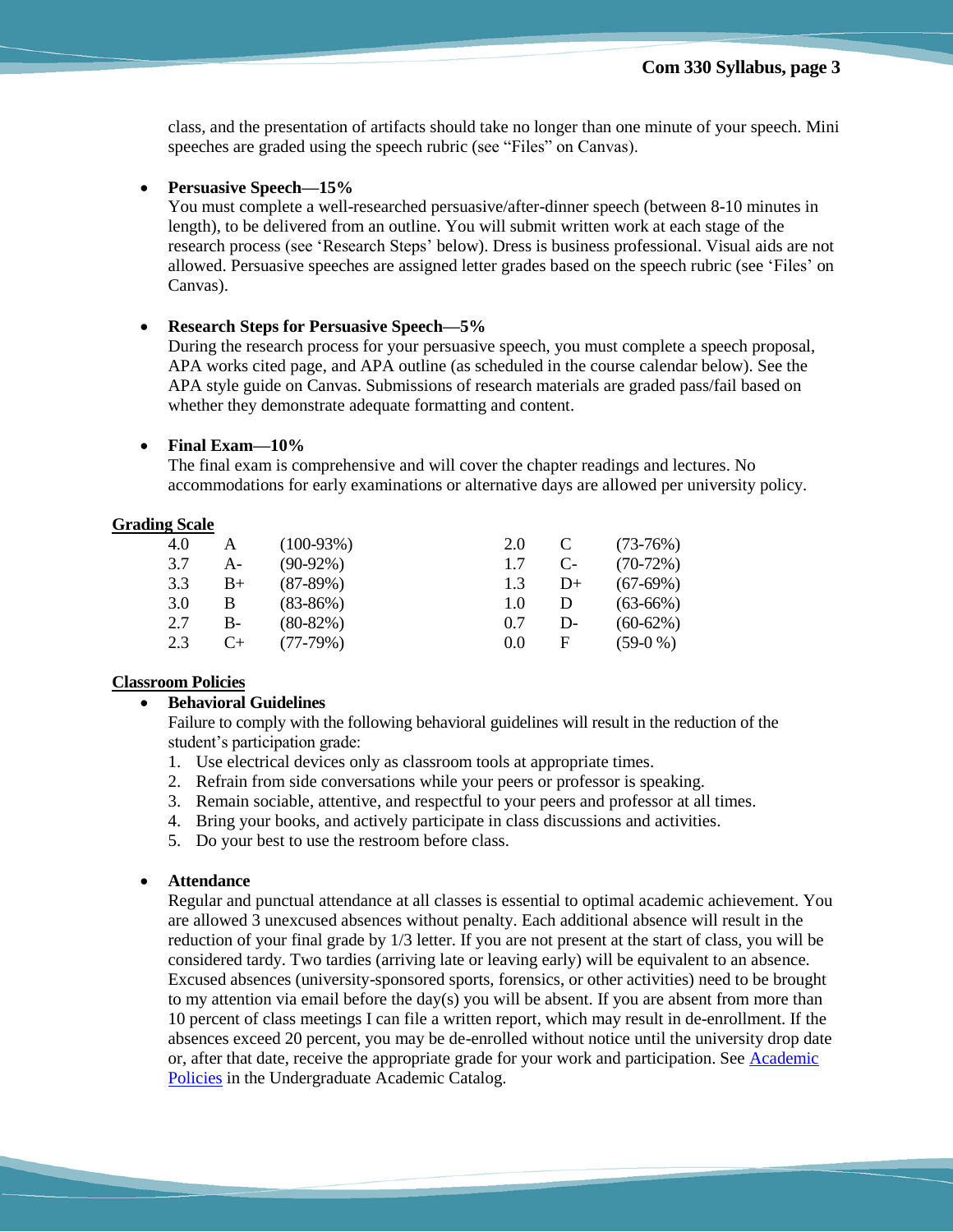class, and the presentation of artifacts should take no longer than one minute of your speech. Mini speeches are graded using the speech rubric (see "Files" on Canvas).

- **Persuasive Speech—15%**
  You must complete a well-researched persuasive/after-dinner speech (between 8-10 minutes in length), to be delivered from an outline. You will submit written work at each stage of the research process (see 'Research Steps' below). Dress is business professional. Visual aids are not allowed. Persuasive speeches are assigned letter grades based on the speech rubric (see 'Files' on Canvas).

- **Research Steps for Persuasive Speech—5%**
  During the research process for your persuasive speech, you must complete a speech proposal, APA works cited page, and APA outline (as scheduled in the course calendar below). See the APA style guide on Canvas. Submissions of research materials are graded pass/fail based on whether they demonstrate adequate formatting and content.

- **Final Exam—10%**
  The final exam is comprehensive and will cover the chapter readings and lectures. No accommodations for early examinations or alternative days are allowed per university policy.

## Grading Scale

| | | | | | |
|---|---|---|---|---|---|
| 4.0 | A | (100-93%) | 2.0 | C | (73-76%) |
| 3.7 | A- | (90-92%) | 1.7 | C- | (70-72%) |
| 3.3 | B+ | (87-89%) | 1.3 | D+ | (67-69%) |
| 3.0 | B | (83-86%) | 1.0 | D | (63-66%) |
| 2.7 | B- | (80-82%) | 0.7 | D- | (60-62%) |
| 2.3 | C+ | (77-79%) | 0.0 | F | (59-0 %) |

## Classroom Policies

- **Behavioral Guidelines**
  Failure to comply with the following behavioral guidelines will result in the reduction of the student's participation grade:
  1. Use electrical devices only as classroom tools at appropriate times.
  2. Refrain from side conversations while your peers or professor is speaking.
  3. Remain sociable, attentive, and respectful to your peers and professor at all times.
  4. Bring your books, and actively participate in class discussions and activities.
  5. Do your best to use the restroom before class.

- **Attendance**
  Regular and punctual attendance at all classes is essential to optimal academic achievement. You are allowed 3 unexcused absences without penalty. Each additional absence will result in the reduction of your final grade by 1/3 letter. If you are not present at the start of class, you will be considered tardy. Two tardies (arriving late or leaving early) will be equivalent to an absence. Excused absences (university-sponsored sports, forensics, or other activities) need to be brought to my attention via email before the day(s) you will be absent. If you are absent from more than 10 percent of class meetings I can file a written report, which may result in de-enrollment. If the absences exceed 20 percent, you may be de-enrolled without notice until the university drop date or, after that date, receive the appropriate grade for your work and participation. See Academic Policies in the Undergraduate Academic Catalog.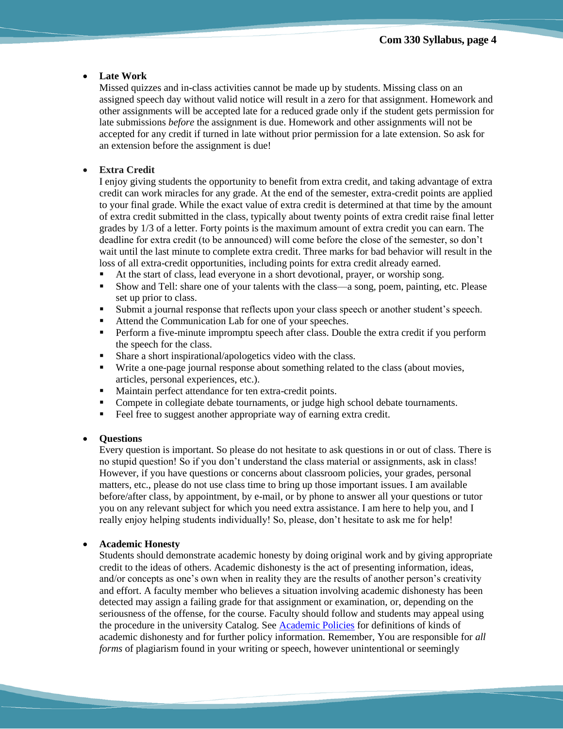- **Late Work**
  Missed quizzes and in-class activities cannot be made up by students. Missing class on an assigned speech day without valid notice will result in a zero for that assignment. Homework and other assignments will be accepted late for a reduced grade only if the student gets permission for late submissions *before* the assignment is due. Homework and other assignments will not be accepted for any credit if turned in late without prior permission for a late extension. So ask for an extension before the assignment is due!

- **Extra Credit**
  I enjoy giving students the opportunity to benefit from extra credit, and taking advantage of extra credit can work miracles for any grade. At the end of the semester, extra-credit points are applied to your final grade. While the exact value of extra credit is determined at that time by the amount of extra credit submitted in the class, typically about twenty points of extra credit raise final letter grades by 1/3 of a letter. Forty points is the maximum amount of extra credit you can earn. The deadline for extra credit (to be announced) will come before the close of the semester, so don't wait until the last minute to complete extra credit. Three marks for bad behavior will result in the loss of all extra-credit opportunities, including points for extra credit already earned.
  - At the start of class, lead everyone in a short devotional, prayer, or worship song.
  - Show and Tell: share one of your talents with the class—a song, poem, painting, etc. Please set up prior to class.
  - Submit a journal response that reflects upon your class speech or another student's speech.
  - Attend the Communication Lab for one of your speeches.
  - Perform a five-minute impromptu speech after class. Double the extra credit if you perform the speech for the class.
  - Share a short inspirational/apologetics video with the class.
  - Write a one-page journal response about something related to the class (about movies, articles, personal experiences, etc.).
  - Maintain perfect attendance for ten extra-credit points.
  - Compete in collegiate debate tournaments, or judge high school debate tournaments.
  - Feel free to suggest another appropriate way of earning extra credit.

- **Questions**
  Every question is important. So please do not hesitate to ask questions in or out of class. There is no stupid question! So if you don't understand the class material or assignments, ask in class! However, if you have questions or concerns about classroom policies, your grades, personal matters, etc., please do not use class time to bring up those important issues. I am available before/after class, by appointment, by e-mail, or by phone to answer all your questions or tutor you on any relevant subject for which you need extra assistance. I am here to help you, and I really enjoy helping students individually! So, please, don't hesitate to ask me for help!

- **Academic Honesty**
  Students should demonstrate academic honesty by doing original work and by giving appropriate credit to the ideas of others. Academic dishonesty is the act of presenting information, ideas, and/or concepts as one's own when in reality they are the results of another person's creativity and effort. A faculty member who believes a situation involving academic dishonesty has been detected may assign a failing grade for that assignment or examination, or, depending on the seriousness of the offense, for the course. Faculty should follow and students may appeal using the procedure in the university Catalog. See Academic Policies for definitions of kinds of academic dishonesty and for further policy information. Remember, You are responsible for *all forms* of plagiarism found in your writing or speech, however unintentional or seemingly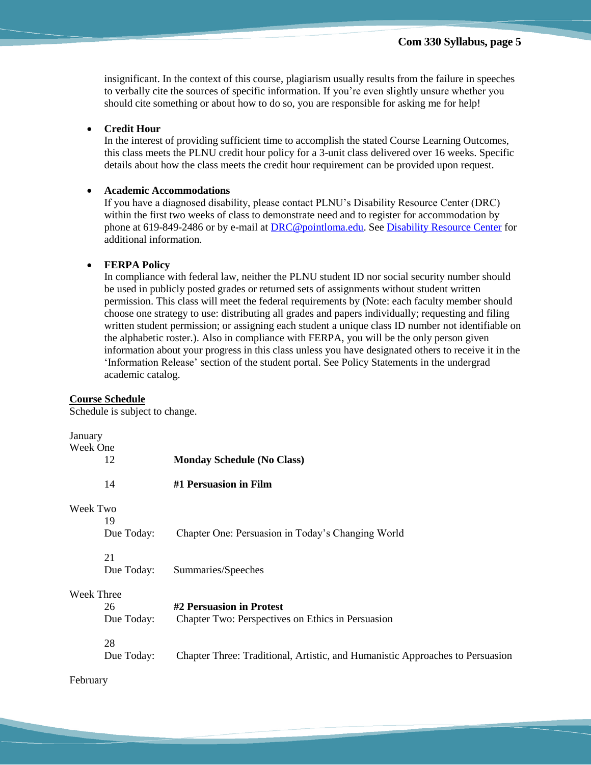insignificant. In the context of this course, plagiarism usually results from the failure in speeches to verbally cite the sources of specific information. If you're even slightly unsure whether you should cite something or about how to do so, you are responsible for asking me for help!

- **Credit Hour**
  In the interest of providing sufficient time to accomplish the stated Course Learning Outcomes, this class meets the PLNU credit hour policy for a 3-unit class delivered over 16 weeks. Specific details about how the class meets the credit hour requirement can be provided upon request.

- **Academic Accommodations**
  If you have a diagnosed disability, please contact PLNU's Disability Resource Center (DRC) within the first two weeks of class to demonstrate need and to register for accommodation by phone at 619-849-2486 or by e-mail at DRC@pointloma.edu. See Disability Resource Center for additional information.

- **FERPA Policy**
  In compliance with federal law, neither the PLNU student ID nor social security number should be used in publicly posted grades or returned sets of assignments without student written permission. This class will meet the federal requirements by (Note: each faculty member should choose one strategy to use: distributing all grades and papers individually; requesting and filing written student permission; or assigning each student a unique class ID number not identifiable on the alphabetic roster.). Also in compliance with FERPA, you will be the only person given information about your progress in this class unless you have designated others to receive it in the 'Information Release' section of the student portal. See Policy Statements in the undergrad academic catalog.

## Course Schedule

Schedule is subject to change.

January

Week One

12 — **Monday Schedule (No Class)**

14 — **#1 Persuasion in Film**

Week Two

19
Due Today: Chapter One: Persuasion in Today's Changing World

21
Due Today: Summaries/Speeches

Week Three

26 — **#2 Persuasion in Protest**
Due Today: Chapter Two: Perspectives on Ethics in Persuasion

28
Due Today: Chapter Three: Traditional, Artistic, and Humanistic Approaches to Persuasion

February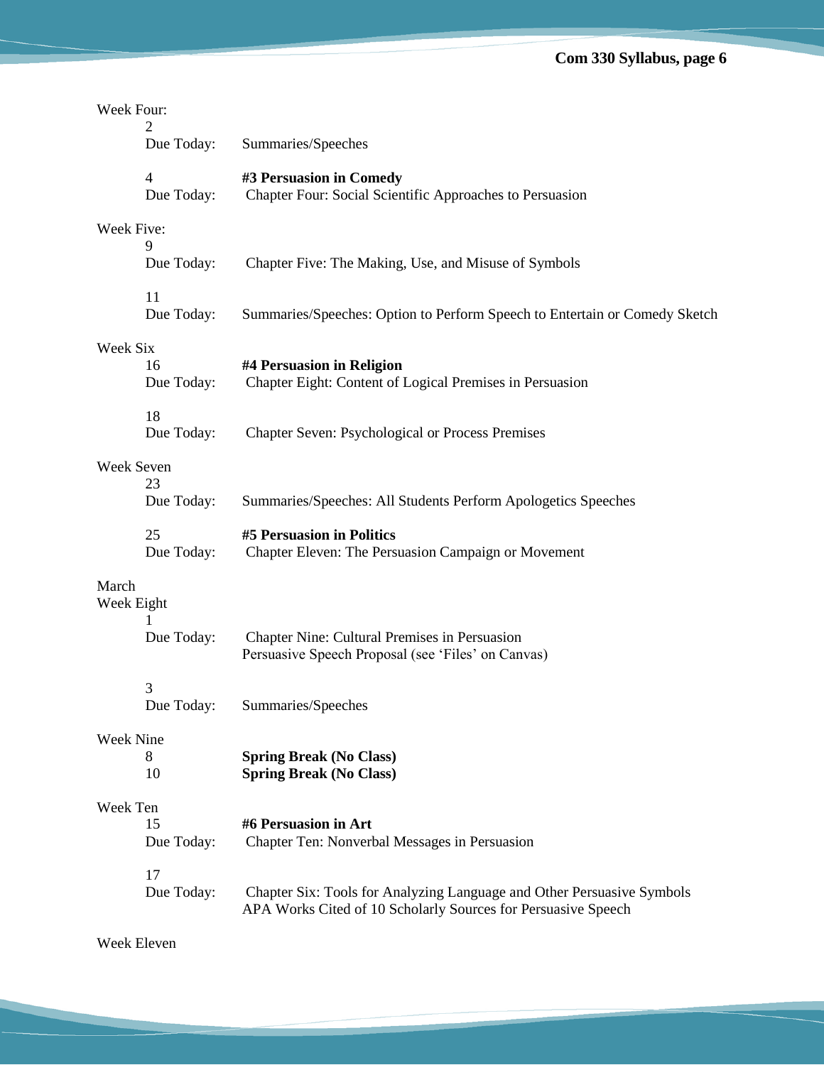Week Four:

2
Due Today: Summaries/Speeches

4 **#3 Persuasion in Comedy**
Due Today: Chapter Four: Social Scientific Approaches to Persuasion

Week Five:

9
Due Today: Chapter Five: The Making, Use, and Misuse of Symbols

11
Due Today: Summaries/Speeches: Option to Perform Speech to Entertain or Comedy Sketch

Week Six

16 **#4 Persuasion in Religion**
Due Today: Chapter Eight: Content of Logical Premises in Persuasion

18
Due Today: Chapter Seven: Psychological or Process Premises

Week Seven

23
Due Today: Summaries/Speeches: All Students Perform Apologetics Speeches

25 **#5 Persuasion in Politics**
Due Today: Chapter Eleven: The Persuasion Campaign or Movement

March

Week Eight

1
Due Today: Chapter Nine: Cultural Premises in Persuasion
Persuasive Speech Proposal (see 'Files' on Canvas)

3
Due Today: Summaries/Speeches

Week Nine

8 **Spring Break (No Class)**
10 **Spring Break (No Class)**

Week Ten

15 **#6 Persuasion in Art**
Due Today: Chapter Ten: Nonverbal Messages in Persuasion

17
Due Today: Chapter Six: Tools for Analyzing Language and Other Persuasive Symbols
APA Works Cited of 10 Scholarly Sources for Persuasive Speech

Week Eleven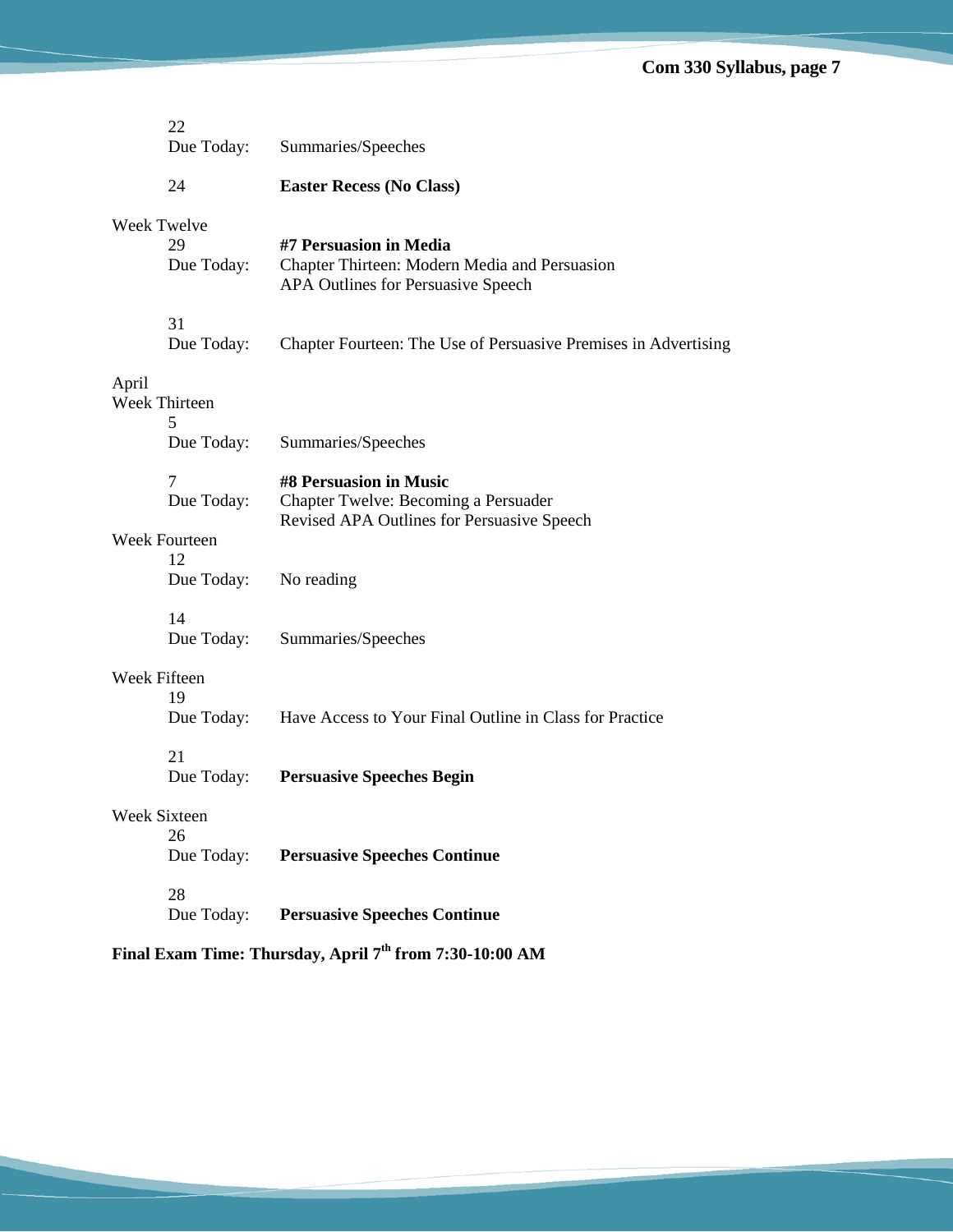22
Due Today: Summaries/Speeches

24 **Easter Recess (No Class)**

Week Twelve

29 **#7 Persuasion in Media**
Due Today: Chapter Thirteen: Modern Media and Persuasion
APA Outlines for Persuasive Speech

31
Due Today: Chapter Fourteen: The Use of Persuasive Premises in Advertising

April

Week Thirteen

5
Due Today: Summaries/Speeches

7 **#8 Persuasion in Music**
Due Today: Chapter Twelve: Becoming a Persuader
Revised APA Outlines for Persuasive Speech

Week Fourteen

12
Due Today: No reading

14
Due Today: Summaries/Speeches

Week Fifteen

19
Due Today: Have Access to Your Final Outline in Class for Practice

21
Due Today: **Persuasive Speeches Begin**

Week Sixteen

26
Due Today: **Persuasive Speeches Continue**

28
Due Today: **Persuasive Speeches Continue**

**Final Exam Time: Thursday, April 7th from 7:30-10:00 AM**